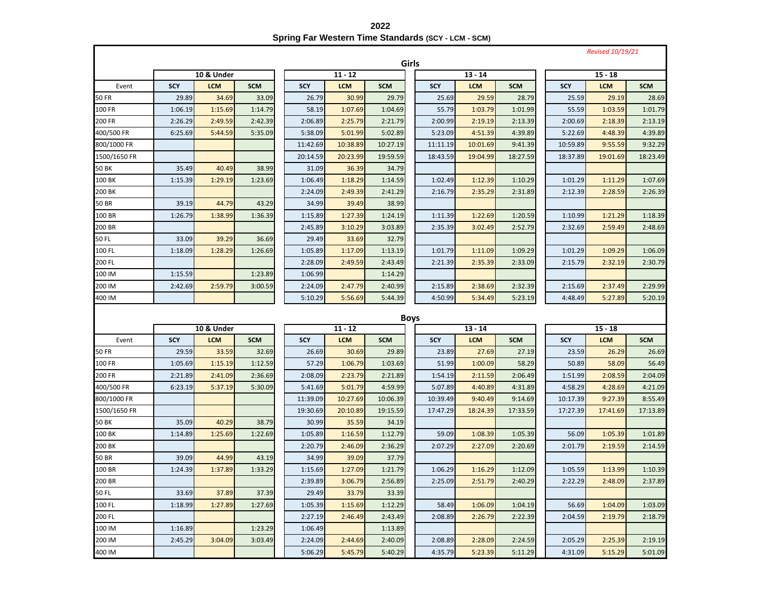# 2022

## Spring Far Western Time Standards (SCY - LCM - SCM)

*Revised 10/19/21*

### Girls

| | 10 & Under | | | 11 - 12 | | | 13 - 14 | | | 15 - 18 | | |
|---|---|---|---|---|---|---|---|---|---|---|---|---|
| Event | SCY | LCM | SCM | SCY | LCM | SCM | SCY | LCM | SCM | SCY | LCM | SCM |
| 50 FR | 29.89 | 34.69 | 33.09 | 26.79 | 30.99 | 29.79 | 25.69 | 29.59 | 28.79 | 25.59 | 29.19 | 28.69 |
| 100 FR | 1:06.19 | 1:15.69 | 1:14.79 | 58.19 | 1:07.69 | 1:04.69 | 55.79 | 1:03.79 | 1:01.99 | 55.59 | 1:03.59 | 1:01.79 |
| 200 FR | 2:26.29 | 2:49.59 | 2:42.39 | 2:06.89 | 2:25.79 | 2:21.79 | 2:00.99 | 2:19.19 | 2:13.39 | 2:00.69 | 2:18.39 | 2:13.19 |
| 400/500 FR | 6:25.69 | 5:44.59 | 5:35.09 | 5:38.09 | 5:01.99 | 5:02.89 | 5:23.09 | 4:51.39 | 4:39.89 | 5:22.69 | 4:48.39 | 4:39.89 |
| 800/1000 FR | | | | 11:42.69 | 10:38.89 | 10:27.19 | 11:11.19 | 10:01.69 | 9:41.39 | 10:59.89 | 9:55.59 | 9:32.29 |
| 1500/1650 FR | | | | 20:14.59 | 20:23.99 | 19:59.59 | 18:43.59 | 19:04.99 | 18:27.59 | 18:37.89 | 19:01.69 | 18:23.49 |
| 50 BK | 35.49 | 40.49 | 38.99 | 31.09 | 36.39 | 34.79 | | | | | | |
| 100 BK | 1:15.39 | 1:29.19 | 1:23.69 | 1:06.49 | 1:18.29 | 1:14.59 | 1:02.49 | 1:12.39 | 1:10.29 | 1:01.29 | 1:11.29 | 1:07.69 |
| 200 BK | | | | 2:24.09 | 2:49.39 | 2:41.29 | 2:16.79 | 2:35.29 | 2:31.89 | 2:12.39 | 2:28.59 | 2:26.39 |
| 50 BR | 39.19 | 44.79 | 43.29 | 34.99 | 39.49 | 38.99 | | | | | | |
| 100 BR | 1:26.79 | 1:38.99 | 1:36.39 | 1:15.89 | 1:27.39 | 1:24.19 | 1:11.39 | 1:22.69 | 1:20.59 | 1:10.99 | 1:21.29 | 1:18.39 |
| 200 BR | | | | 2:45.89 | 3:10.29 | 3:03.89 | 2:35.39 | 3:02.49 | 2:52.79 | 2:32.69 | 2:59.49 | 2:48.69 |
| 50 FL | 33.09 | 39.29 | 36.69 | 29.49 | 33.69 | 32.79 | | | | | | |
| 100 FL | 1:18.09 | 1:28.29 | 1:26.69 | 1:05.89 | 1:17.09 | 1:13.19 | 1:01.79 | 1:11.09 | 1:09.29 | 1:01.29 | 1:09.29 | 1:06.09 |
| 200 FL | | | | 2:28.09 | 2:49.59 | 2:43.49 | 2:21.39 | 2:35.39 | 2:33.09 | 2:15.79 | 2:32.19 | 2:30.79 |
| 100 IM | 1:15.59 | | 1:23.89 | 1:06.99 | | 1:14.29 | | | | | | |
| 200 IM | 2:42.69 | 2:59.79 | 3:00.59 | 2:24.09 | 2:47.79 | 2:40.99 | 2:15.89 | 2:38.69 | 2:32.39 | 2:15.69 | 2:37.49 | 2:29.99 |
| 400 IM | | | | 5:10.29 | 5:56.69 | 5:44.39 | 4:50.99 | 5:34.49 | 5:23.19 | 4:48.49 | 5:27.89 | 5:20.19 |

### Boys

| | 10 & Under | | | 11 - 12 | | | 13 - 14 | | | 15 - 18 | | |
|---|---|---|---|---|---|---|---|---|---|---|---|---|
| Event | SCY | LCM | SCM | SCY | LCM | SCM | SCY | LCM | SCM | SCY | LCM | SCM |
| 50 FR | 29.59 | 33.59 | 32.69 | 26.69 | 30.69 | 29.89 | 23.89 | 27.69 | 27.19 | 23.59 | 26.29 | 26.69 |
| 100 FR | 1:05.69 | 1:15.19 | 1:12.59 | 57.29 | 1:06.79 | 1:03.69 | 51.99 | 1:00.09 | 58.29 | 50.89 | 58.09 | 56.49 |
| 200 FR | 2:21.89 | 2:41.09 | 2:36.69 | 2:08.09 | 2:23.79 | 2:21.89 | 1:54.19 | 2:11.59 | 2:06.49 | 1:51.99 | 2:08.59 | 2:04.09 |
| 400/500 FR | 6:23.19 | 5:37.19 | 5:30.09 | 5:41.69 | 5:01.79 | 4:59.99 | 5:07.89 | 4:40.89 | 4:31.89 | 4:58.29 | 4:28.69 | 4:21.09 |
| 800/1000 FR | | | | 11:39.09 | 10:27.69 | 10:06.39 | 10:39.49 | 9:40.49 | 9:14.69 | 10:17.39 | 9:27.39 | 8:55.49 |
| 1500/1650 FR | | | | 19:30.69 | 20:10.89 | 19:15.59 | 17:47.29 | 18:24.39 | 17:33.59 | 17:27.39 | 17:41.69 | 17:13.89 |
| 50 BK | 35.09 | 40.29 | 38.79 | 30.99 | 35.59 | 34.19 | | | | | | |
| 100 BK | 1:14.89 | 1:25.69 | 1:22.69 | 1:05.89 | 1:16.59 | 1:12.79 | 59.09 | 1:08.39 | 1:05.39 | 56.09 | 1:05.39 | 1:01.89 |
| 200 BK | | | | 2:20.79 | 2:46.09 | 2:36.29 | 2:07.29 | 2:27.09 | 2:20.69 | 2:01.79 | 2:19.59 | 2:14.59 |
| 50 BR | 39.09 | 44.99 | 43.19 | 34.99 | 39.09 | 37.79 | | | | | | |
| 100 BR | 1:24.39 | 1:37.89 | 1:33.29 | 1:15.69 | 1:27.09 | 1:21.79 | 1:06.29 | 1:16.29 | 1:12.09 | 1:05.59 | 1:13.99 | 1:10.39 |
| 200 BR | | | | 2:39.89 | 3:06.79 | 2:56.89 | 2:25.09 | 2:51.79 | 2:40.29 | 2:22.29 | 2:48.09 | 2:37.89 |
| 50 FL | 33.69 | 37.89 | 37.39 | 29.49 | 33.79 | 33.39 | | | | | | |
| 100 FL | 1:18.99 | 1:27.89 | 1:27.69 | 1:05.39 | 1:15.69 | 1:12.29 | 58.49 | 1:06.09 | 1:04.19 | 56.69 | 1:04.09 | 1:03.09 |
| 200 FL | | | | 2:27.19 | 2:46.49 | 2:43.49 | 2:08.89 | 2:26.79 | 2:22.39 | 2:04.59 | 2:19.79 | 2:18.79 |
| 100 IM | 1:16.89 | | 1:23.29 | 1:06.49 | | 1:13.89 | | | | | | |
| 200 IM | 2:45.29 | 3:04.09 | 3:03.49 | 2:24.09 | 2:44.69 | 2:40.09 | 2:08.89 | 2:28.09 | 2:24.59 | 2:05.29 | 2:25.39 | 2:19.19 |
| 400 IM | | | | 5:06.29 | 5:45.79 | 5:40.29 | 4:35.79 | 5:23.39 | 5:11.29 | 4:31.09 | 5:15.29 | 5:01.09 |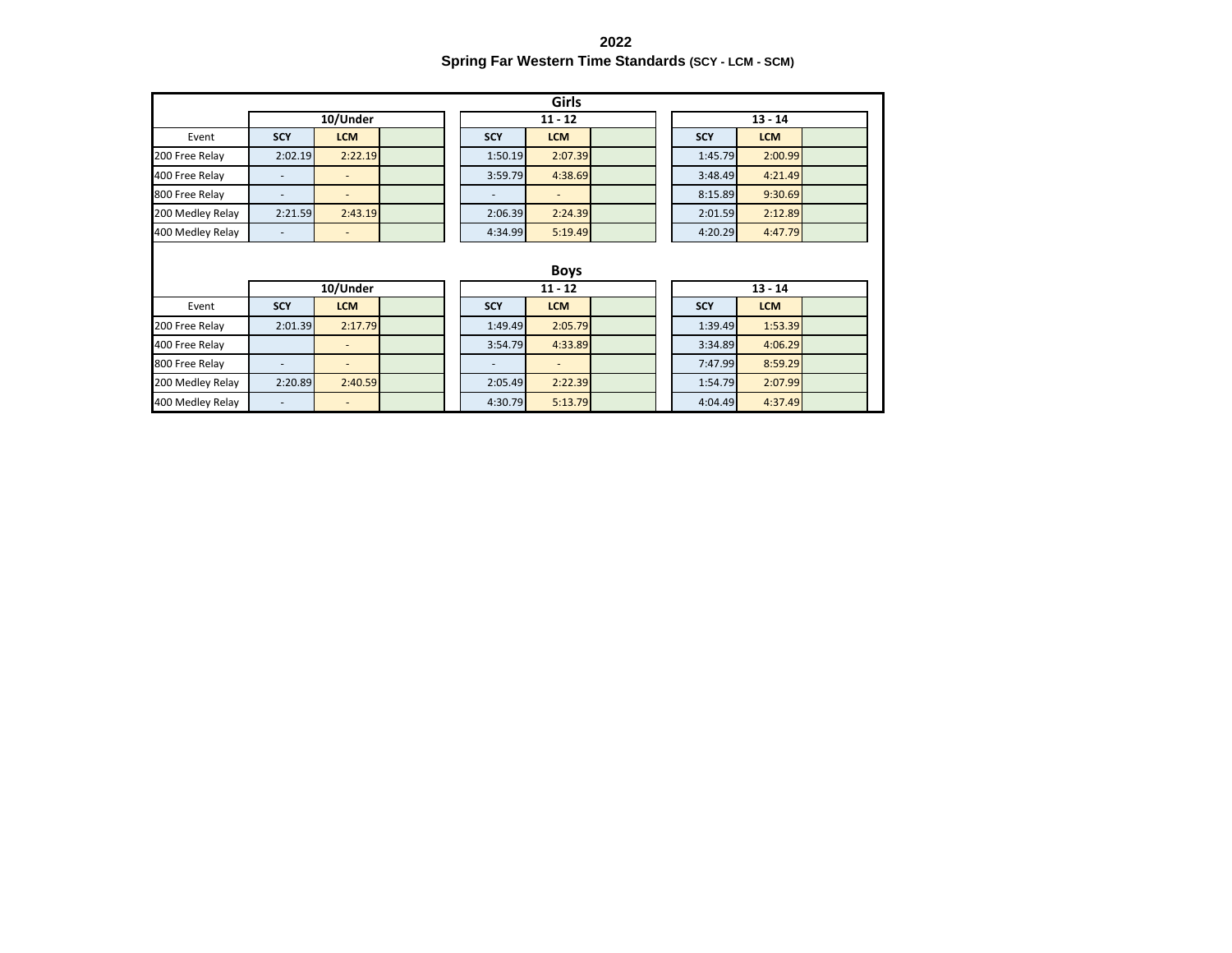**2022**

**Spring Far Western Time Standards (SCY - LCM - SCM)**

**Girls**

| Event | 10/Under | | | 11 - 12 | | | 13 - 14 | | |
|---|---|---|---|---|---|---|---|---|---|
| | SCY | LCM | | SCY | LCM | | SCY | LCM | |
| 200 Free Relay | 2:02.19 | 2:22.19 | | 1:50.19 | 2:07.39 | | 1:45.79 | 2:00.99 | |
| 400 Free Relay | - | - | | 3:59.79 | 4:38.69 | | 3:48.49 | 4:21.49 | |
| 800 Free Relay | - | - | | - | - | | 8:15.89 | 9:30.69 | |
| 200 Medley Relay | 2:21.59 | 2:43.19 | | 2:06.39 | 2:24.39 | | 2:01.59 | 2:12.89 | |
| 400 Medley Relay | - | - | | 4:34.99 | 5:19.49 | | 4:20.29 | 4:47.79 | |

**Boys**

| Event | 10/Under | | | 11 - 12 | | | 13 - 14 | | |
|---|---|---|---|---|---|---|---|---|---|
| | SCY | LCM | | SCY | LCM | | SCY | LCM | |
| 200 Free Relay | 2:01.39 | 2:17.79 | | 1:49.49 | 2:05.79 | | 1:39.49 | 1:53.39 | |
| 400 Free Relay | | - | | 3:54.79 | 4:33.89 | | 3:34.89 | 4:06.29 | |
| 800 Free Relay | - | - | | - | - | | 7:47.99 | 8:59.29 | |
| 200 Medley Relay | 2:20.89 | 2:40.59 | | 2:05.49 | 2:22.39 | | 1:54.79 | 2:07.99 | |
| 400 Medley Relay | - | - | | 4:30.79 | 5:13.79 | | 4:04.49 | 4:37.49 | |